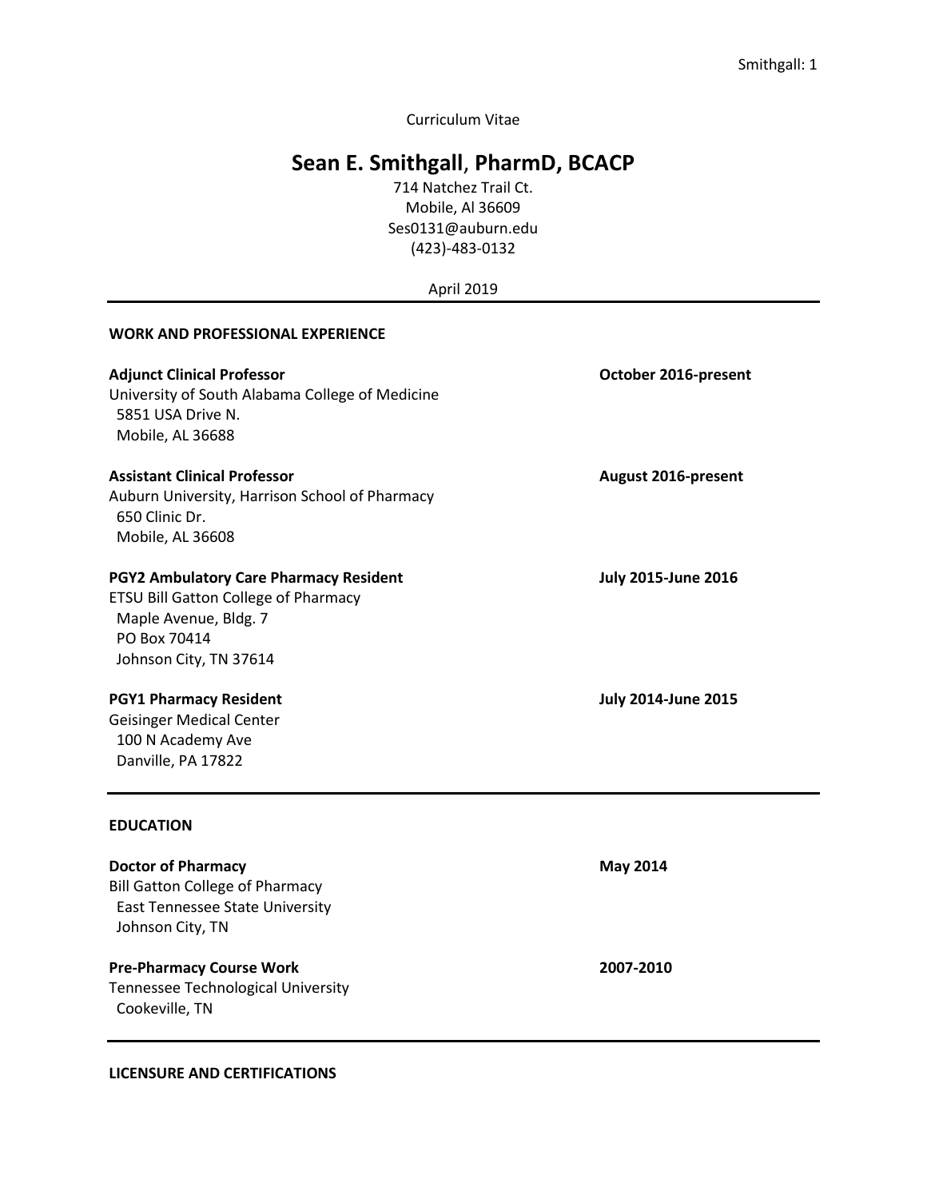Curriculum Vitae

# Sean E. Smithgall, PharmD, BCACP

714 Natchez Trail Ct.
Mobile, Al 36609
Ses0131@auburn.edu
(423)-483-0132

April 2019

---

## WORK AND PROFESSIONAL EXPERIENCE

**Adjunct Clinical Professor** — **October 2016-present**
University of South Alabama College of Medicine
5851 USA Drive N.
Mobile, AL 36688

**Assistant Clinical Professor** — **August 2016-present**
Auburn University, Harrison School of Pharmacy
650 Clinic Dr.
Mobile, AL 36608

**PGY2 Ambulatory Care Pharmacy Resident** — **July 2015-June 2016**
ETSU Bill Gatton College of Pharmacy
Maple Avenue, Bldg. 7
PO Box 70414
Johnson City, TN 37614

**PGY1 Pharmacy Resident** — **July 2014-June 2015**
Geisinger Medical Center
100 N Academy Ave
Danville, PA 17822

---

## EDUCATION

**Doctor of Pharmacy** — **May 2014**
Bill Gatton College of Pharmacy
East Tennessee State University
Johnson City, TN

**Pre-Pharmacy Course Work** — **2007-2010**
Tennessee Technological University
Cookeville, TN

---

## LICENSURE AND CERTIFICATIONS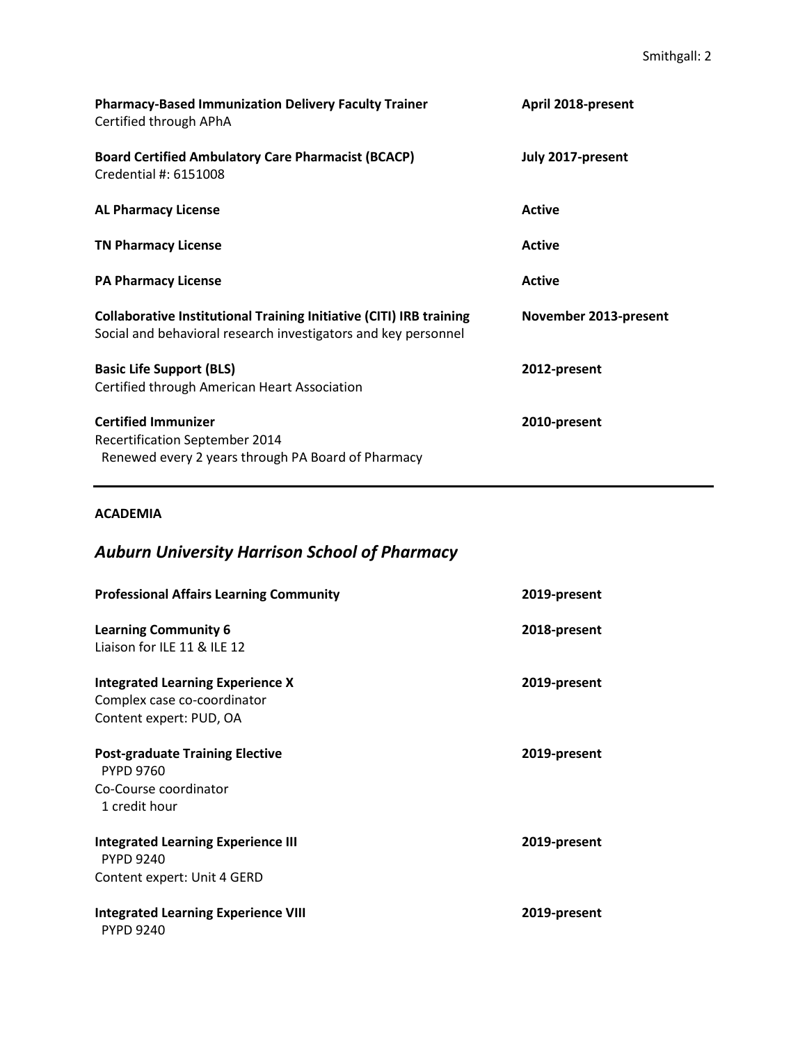**Pharmacy-Based Immunization Delivery Faculty Trainer** — **April 2018-present**
Certified through APhA

**Board Certified Ambulatory Care Pharmacist (BCACP)** — **July 2017-present**
Credential #: 6151008

**AL Pharmacy License** — **Active**

**TN Pharmacy License** — **Active**

**PA Pharmacy License** — **Active**

**Collaborative Institutional Training Initiative (CITI) IRB training** — **November 2013-present**
Social and behavioral research investigators and key personnel

**Basic Life Support (BLS)** — **2012-present**
Certified through American Heart Association

**Certified Immunizer** — **2010-present**
Recertification September 2014
Renewed every 2 years through PA Board of Pharmacy

---

**ACADEMIA**

## *Auburn University Harrison School of Pharmacy*

**Professional Affairs Learning Community** — **2019-present**

**Learning Community 6** — **2018-present**
Liaison for ILE 11 & ILE 12

**Integrated Learning Experience X** — **2019-present**
Complex case co-coordinator
Content expert: PUD, OA

**Post-graduate Training Elective** — **2019-present**
PYPD 9760
Co-Course coordinator
1 credit hour

**Integrated Learning Experience III** — **2019-present**
PYPD 9240
Content expert: Unit 4 GERD

**Integrated Learning Experience VIII** — **2019-present**
PYPD 9240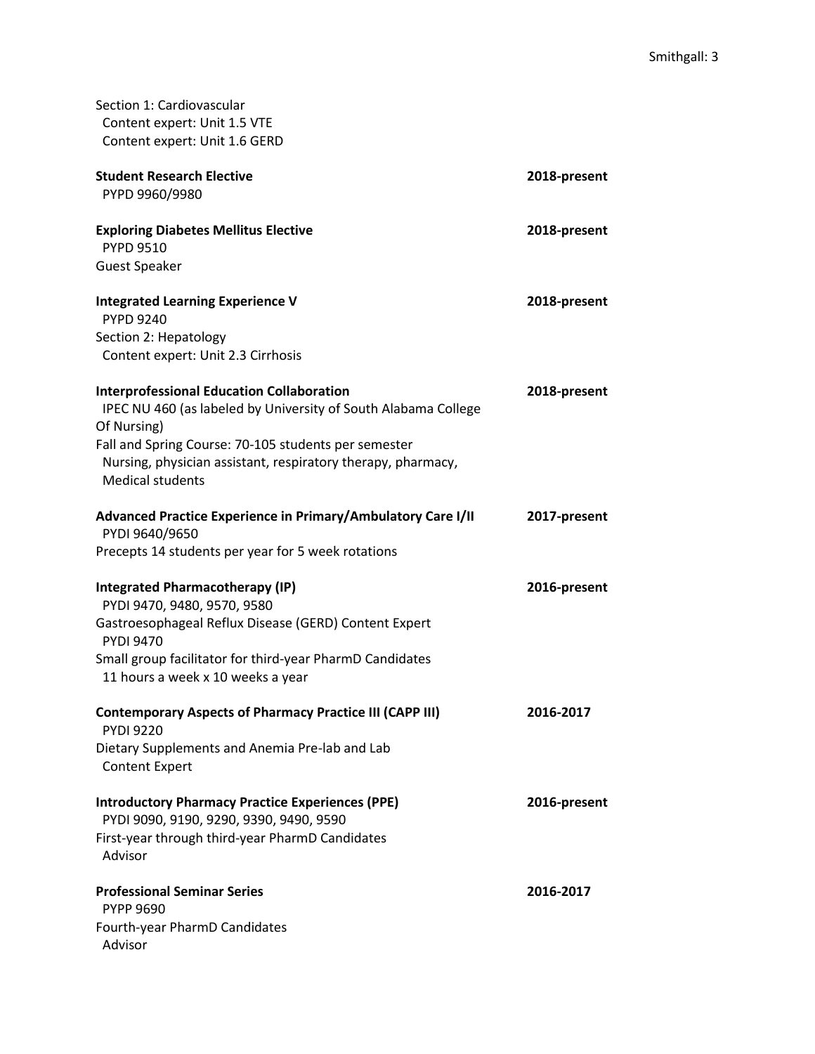Section 1: Cardiovascular
  Content expert: Unit 1.5 VTE
  Content expert: Unit 1.6 GERD

**Student Research Elective** **2018-present**
  PYPD 9960/9980

**Exploring Diabetes Mellitus Elective** **2018-present**
  PYPD 9510
Guest Speaker

**Integrated Learning Experience V** **2018-present**
  PYPD 9240
Section 2: Hepatology
  Content expert: Unit 2.3 Cirrhosis

**Interprofessional Education Collaboration** **2018-present**
  IPEC NU 460 (as labeled by University of South Alabama College Of Nursing)
Fall and Spring Course: 70-105 students per semester
  Nursing, physician assistant, respiratory therapy, pharmacy, Medical students

**Advanced Practice Experience in Primary/Ambulatory Care I/II** **2017-present**
  PYDI 9640/9650
Precepts 14 students per year for 5 week rotations

**Integrated Pharmacotherapy (IP)** **2016-present**
  PYDI 9470, 9480, 9570, 9580
Gastroesophageal Reflux Disease (GERD) Content Expert
  PYDI 9470
Small group facilitator for third-year PharmD Candidates
  11 hours a week x 10 weeks a year

**Contemporary Aspects of Pharmacy Practice III (CAPP III)** **2016-2017**
  PYDI 9220
Dietary Supplements and Anemia Pre-lab and Lab
  Content Expert

**Introductory Pharmacy Practice Experiences (PPE)** **2016-present**
  PYDI 9090, 9190, 9290, 9390, 9490, 9590
First-year through third-year PharmD Candidates
  Advisor

**Professional Seminar Series** **2016-2017**
  PYPP 9690
Fourth-year PharmD Candidates
  Advisor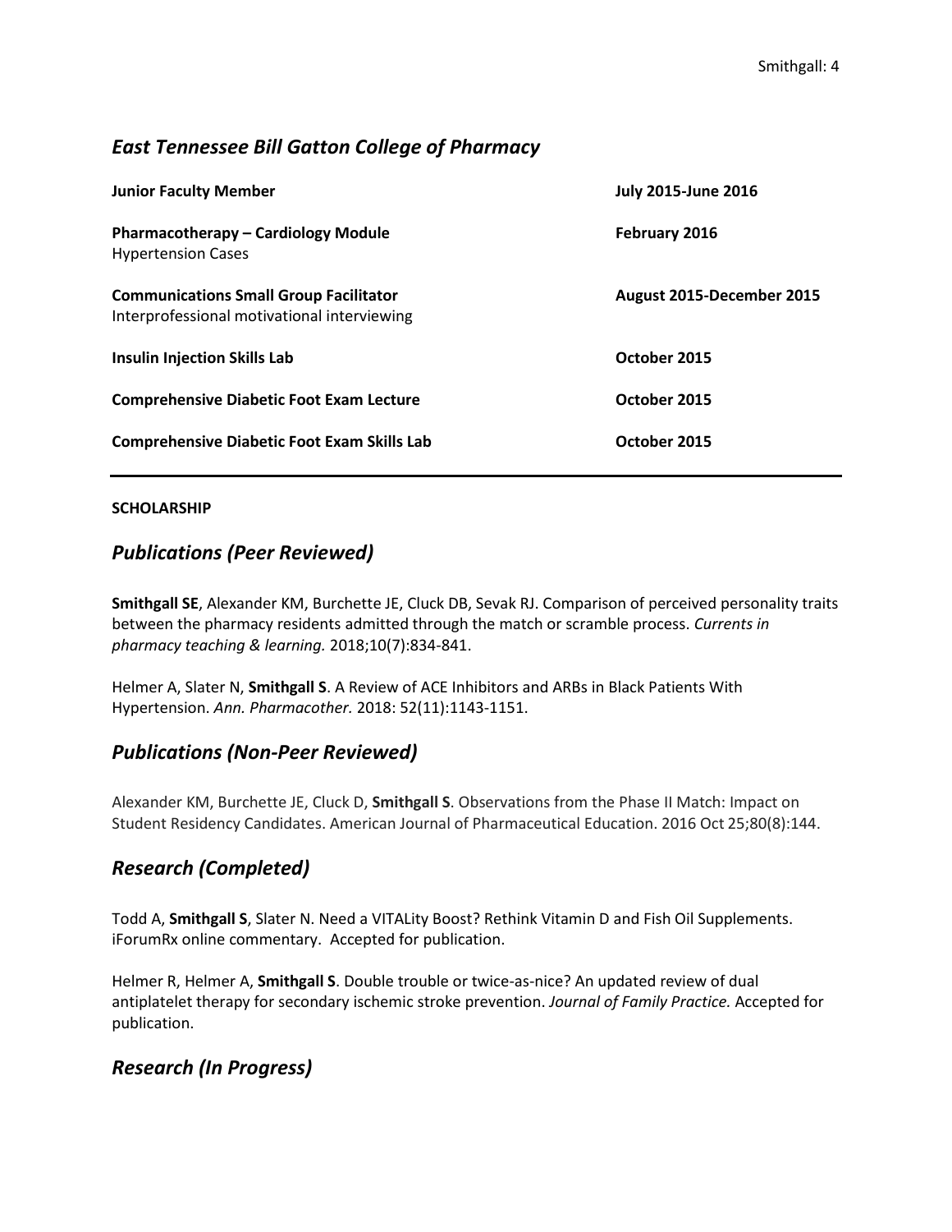## *East Tennessee Bill Gatton College of Pharmacy*

**Junior Faculty Member** — **July 2015-June 2016**

**Pharmacotherapy – Cardiology Module** — **February 2016**
Hypertension Cases

**Communications Small Group Facilitator** — **August 2015-December 2015**
Interprofessional motivational interviewing

**Insulin Injection Skills Lab** — **October 2015**

**Comprehensive Diabetic Foot Exam Lecture** — **October 2015**

**Comprehensive Diabetic Foot Exam Skills Lab** — **October 2015**

---

**SCHOLARSHIP**

## *Publications (Peer Reviewed)*

**Smithgall SE**, Alexander KM, Burchette JE, Cluck DB, Sevak RJ. Comparison of perceived personality traits between the pharmacy residents admitted through the match or scramble process. *Currents in pharmacy teaching & learning.* 2018;10(7):834-841.

Helmer A, Slater N, **Smithgall S**. A Review of ACE Inhibitors and ARBs in Black Patients With Hypertension. *Ann. Pharmacother.* 2018: 52(11):1143-1151.

## *Publications (Non-Peer Reviewed)*

Alexander KM, Burchette JE, Cluck D, **Smithgall S**. Observations from the Phase II Match: Impact on Student Residency Candidates. American Journal of Pharmaceutical Education. 2016 Oct 25;80(8):144.

## *Research (Completed)*

Todd A, **Smithgall S**, Slater N. Need a VITALity Boost? Rethink Vitamin D and Fish Oil Supplements. iForumRx online commentary. Accepted for publication.

Helmer R, Helmer A, **Smithgall S**. Double trouble or twice-as-nice? An updated review of dual antiplatelet therapy for secondary ischemic stroke prevention. *Journal of Family Practice.* Accepted for publication.

## *Research (In Progress)*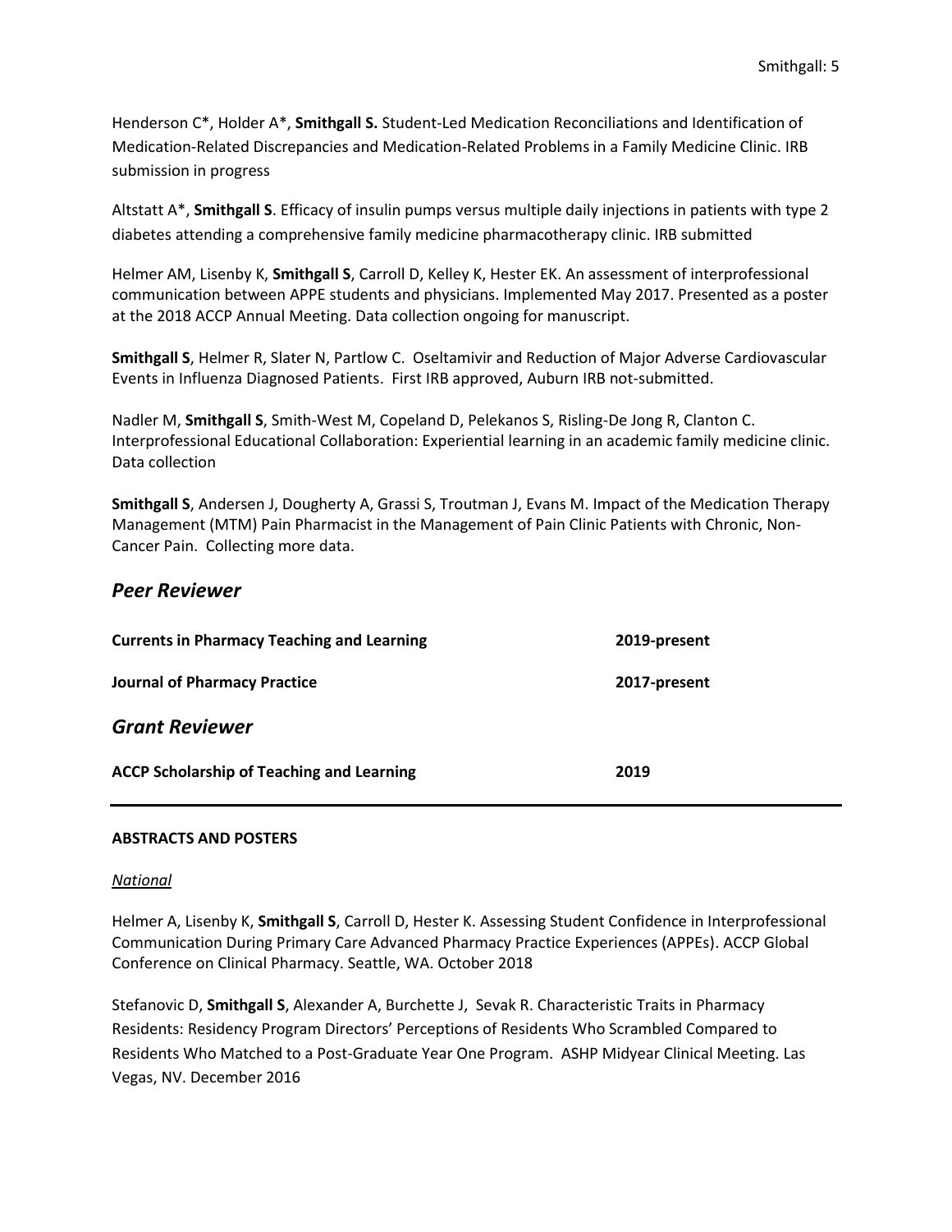Henderson C*, Holder A*, **Smithgall S.** Student-Led Medication Reconciliations and Identification of Medication-Related Discrepancies and Medication-Related Problems in a Family Medicine Clinic. IRB submission in progress

Altstatt A*, **Smithgall S**. Efficacy of insulin pumps versus multiple daily injections in patients with type 2 diabetes attending a comprehensive family medicine pharmacotherapy clinic. IRB submitted

Helmer AM, Lisenby K, **Smithgall S**, Carroll D, Kelley K, Hester EK. An assessment of interprofessional communication between APPE students and physicians. Implemented May 2017. Presented as a poster at the 2018 ACCP Annual Meeting. Data collection ongoing for manuscript.

**Smithgall S**, Helmer R, Slater N, Partlow C. Oseltamivir and Reduction of Major Adverse Cardiovascular Events in Influenza Diagnosed Patients. First IRB approved, Auburn IRB not-submitted.

Nadler M, **Smithgall S**, Smith-West M, Copeland D, Pelekanos S, Risling-De Jong R, Clanton C. Interprofessional Educational Collaboration: Experiential learning in an academic family medicine clinic. Data collection

**Smithgall S**, Andersen J, Dougherty A, Grassi S, Troutman J, Evans M. Impact of the Medication Therapy Management (MTM) Pain Pharmacist in the Management of Pain Clinic Patients with Chronic, Non-Cancer Pain. Collecting more data.

## *Peer Reviewer*

**Currents in Pharmacy Teaching and Learning** — **2019-present**

**Journal of Pharmacy Practice** — **2017-present**

## *Grant Reviewer*

**ACCP Scholarship of Teaching and Learning** — **2019**

---

**ABSTRACTS AND POSTERS**

*National*

Helmer A, Lisenby K, **Smithgall S**, Carroll D, Hester K. Assessing Student Confidence in Interprofessional Communication During Primary Care Advanced Pharmacy Practice Experiences (APPEs). ACCP Global Conference on Clinical Pharmacy. Seattle, WA. October 2018

Stefanovic D, **Smithgall S**, Alexander A, Burchette J, Sevak R. Characteristic Traits in Pharmacy Residents: Residency Program Directors' Perceptions of Residents Who Scrambled Compared to Residents Who Matched to a Post-Graduate Year One Program. ASHP Midyear Clinical Meeting. Las Vegas, NV. December 2016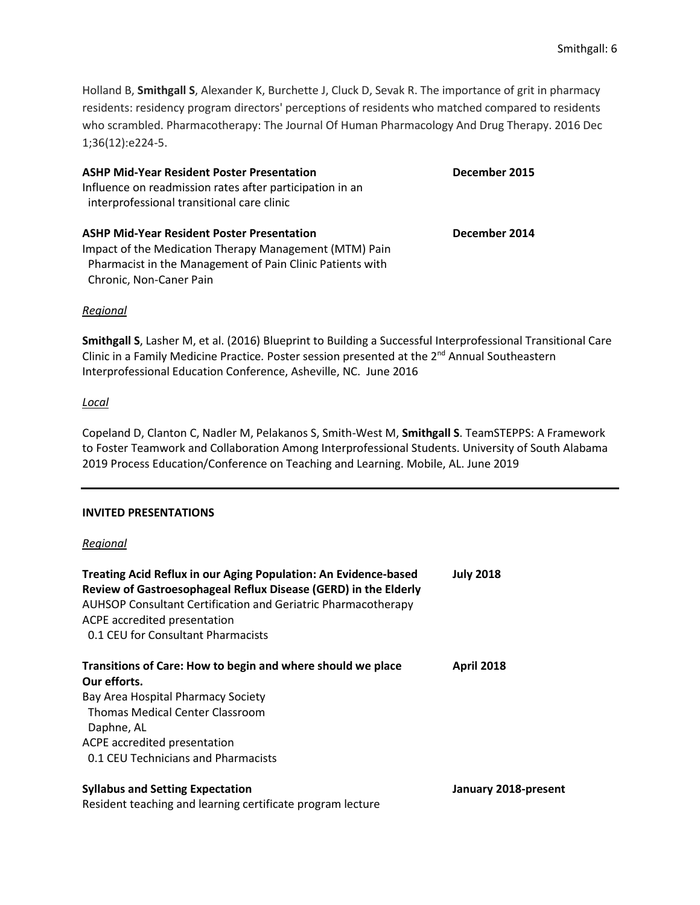Holland B, **Smithgall S**, Alexander K, Burchette J, Cluck D, Sevak R. The importance of grit in pharmacy residents: residency program directors' perceptions of residents who matched compared to residents who scrambled. Pharmacotherapy: The Journal Of Human Pharmacology And Drug Therapy. 2016 Dec 1;36(12):e224-5.

**ASHP Mid-Year Resident Poster Presentation** — **December 2015**
Influence on readmission rates after participation in an interprofessional transitional care clinic

**ASHP Mid-Year Resident Poster Presentation** — **December 2014**
Impact of the Medication Therapy Management (MTM) Pain Pharmacist in the Management of Pain Clinic Patients with Chronic, Non-Caner Pain

*Regional*

**Smithgall S**, Lasher M, et al. (2016) Blueprint to Building a Successful Interprofessional Transitional Care Clinic in a Family Medicine Practice. Poster session presented at the 2nd Annual Southeastern Interprofessional Education Conference, Asheville, NC. June 2016

*Local*

Copeland D, Clanton C, Nadler M, Pelakanos S, Smith-West M, **Smithgall S**. TeamSTEPPS: A Framework to Foster Teamwork and Collaboration Among Interprofessional Students. University of South Alabama 2019 Process Education/Conference on Teaching and Learning. Mobile, AL. June 2019

---

**INVITED PRESENTATIONS**

*Regional*

**Treating Acid Reflux in our Aging Population: An Evidence-based Review of Gastroesophageal Reflux Disease (GERD) in the Elderly** — **July 2018**
AUHSOP Consultant Certification and Geriatric Pharmacotherapy
ACPE accredited presentation
0.1 CEU for Consultant Pharmacists

**Transitions of Care: How to begin and where should we place Our efforts.** — **April 2018**
Bay Area Hospital Pharmacy Society
Thomas Medical Center Classroom
Daphne, AL
ACPE accredited presentation
0.1 CEU Technicians and Pharmacists

**Syllabus and Setting Expectation** — **January 2018-present**
Resident teaching and learning certificate program lecture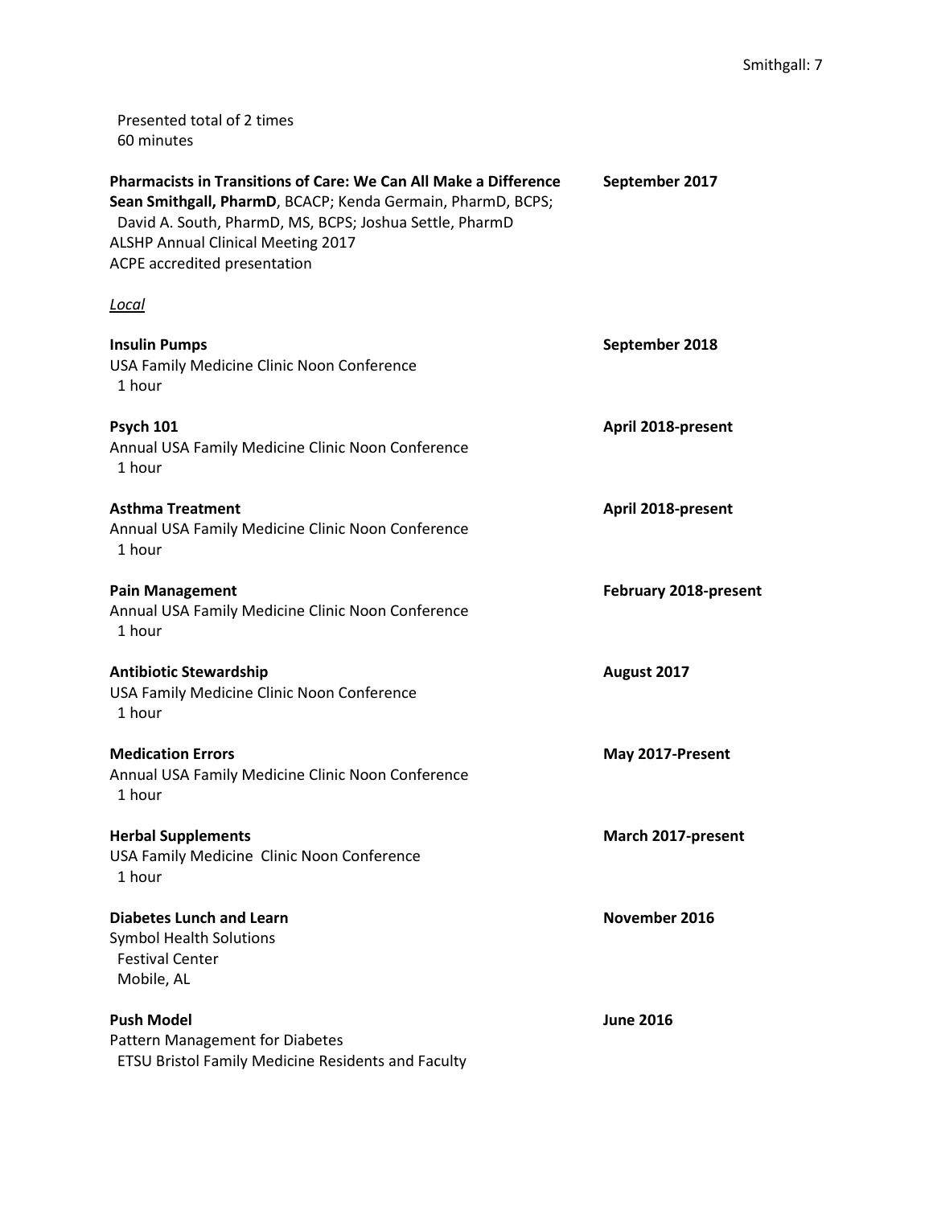Presented total of 2 times
60 minutes

**Pharmacists in Transitions of Care: We Can All Make a Difference** — **September 2017**
**Sean Smithgall, PharmD**, BCACP; Kenda Germain, PharmD, BCPS;
David A. South, PharmD, MS, BCPS; Joshua Settle, PharmD
ALSHP Annual Clinical Meeting 2017
ACPE accredited presentation

*Local*

**Insulin Pumps** — **September 2018**
USA Family Medicine Clinic Noon Conference
1 hour

**Psych 101** — **April 2018-present**
Annual USA Family Medicine Clinic Noon Conference
1 hour

**Asthma Treatment** — **April 2018-present**
Annual USA Family Medicine Clinic Noon Conference
1 hour

**Pain Management** — **February 2018-present**
Annual USA Family Medicine Clinic Noon Conference
1 hour

**Antibiotic Stewardship** — **August 2017**
USA Family Medicine Clinic Noon Conference
1 hour

**Medication Errors** — **May 2017-Present**
Annual USA Family Medicine Clinic Noon Conference
1 hour

**Herbal Supplements** — **March 2017-present**
USA Family Medicine Clinic Noon Conference
1 hour

**Diabetes Lunch and Learn** — **November 2016**
Symbol Health Solutions
Festival Center
Mobile, AL

**Push Model** — **June 2016**
Pattern Management for Diabetes
ETSU Bristol Family Medicine Residents and Faculty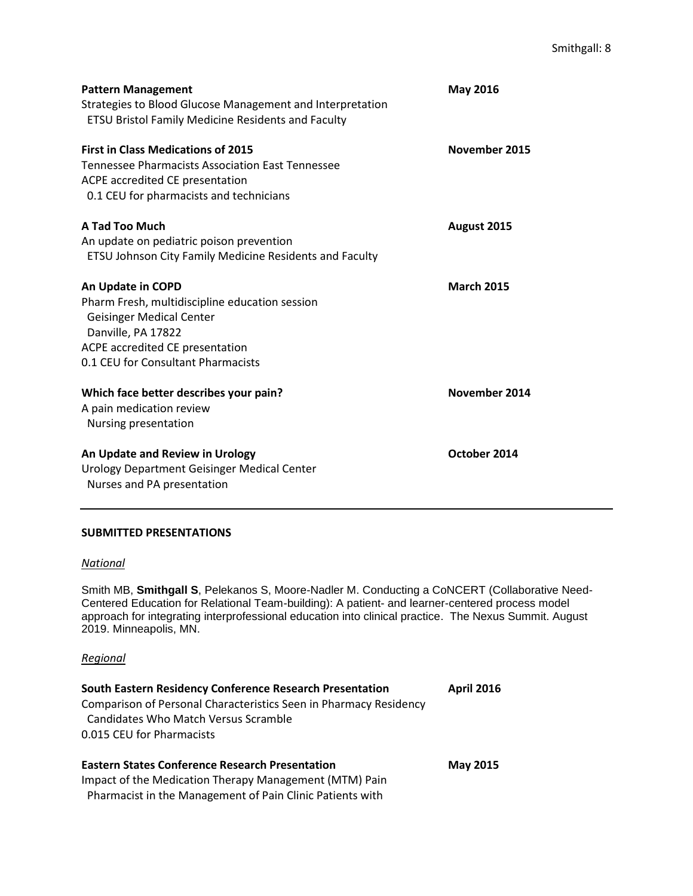**Pattern Management** **May 2016**
Strategies to Blood Glucose Management and Interpretation
ETSU Bristol Family Medicine Residents and Faculty

**First in Class Medications of 2015** **November 2015**
Tennessee Pharmacists Association East Tennessee
ACPE accredited CE presentation
0.1 CEU for pharmacists and technicians

**A Tad Too Much** **August 2015**
An update on pediatric poison prevention
ETSU Johnson City Family Medicine Residents and Faculty

**An Update in COPD** **March 2015**
Pharm Fresh, multidiscipline education session
Geisinger Medical Center
Danville, PA 17822
ACPE accredited CE presentation
0.1 CEU for Consultant Pharmacists

**Which face better describes your pain?** **November 2014**
A pain medication review
Nursing presentation

**An Update and Review in Urology** **October 2014**
Urology Department Geisinger Medical Center
Nurses and PA presentation

---

**SUBMITTED PRESENTATIONS**

*National*

Smith MB, **Smithgall S**, Pelekanos S, Moore-Nadler M. Conducting a CoNCERT (Collaborative Need-Centered Education for Relational Team-building): A patient- and learner-centered process model approach for integrating interprofessional education into clinical practice. The Nexus Summit. August 2019. Minneapolis, MN.

*Regional*

**South Eastern Residency Conference Research Presentation** **April 2016**
Comparison of Personal Characteristics Seen in Pharmacy Residency Candidates Who Match Versus Scramble
0.015 CEU for Pharmacists

**Eastern States Conference Research Presentation** **May 2015**
Impact of the Medication Therapy Management (MTM) Pain Pharmacist in the Management of Pain Clinic Patients with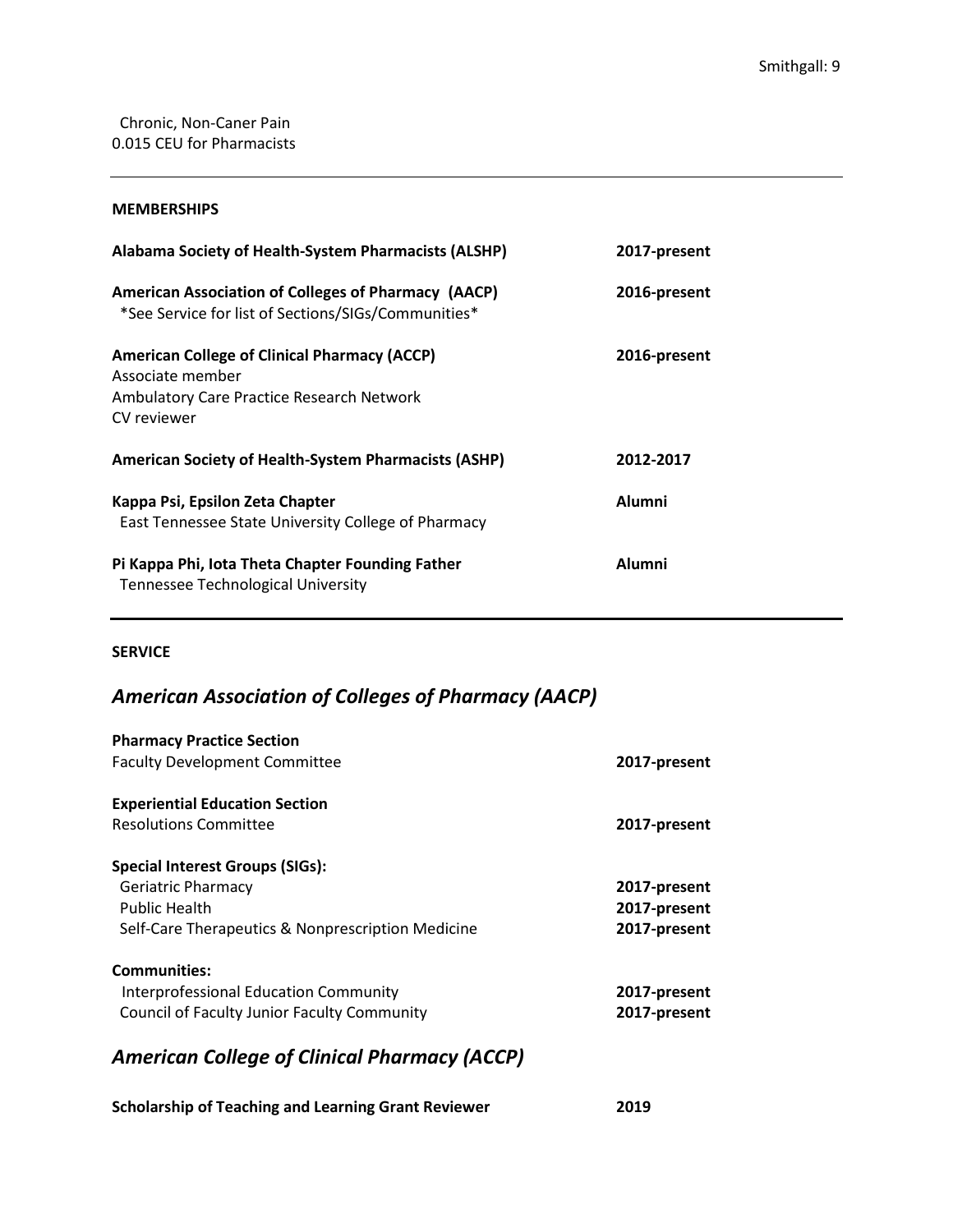Chronic, Non-Caner Pain
0.015 CEU for Pharmacists

---

**MEMBERSHIPS**

**Alabama Society of Health-System Pharmacists (ALSHP)** — **2017-present**

**American Association of Colleges of Pharmacy (AACP)** — **2016-present**
*See Service for list of Sections/SIGs/Communities*

**American College of Clinical Pharmacy (ACCP)** — **2016-present**
Associate member
Ambulatory Care Practice Research Network
CV reviewer

**American Society of Health-System Pharmacists (ASHP)** — **2012-2017**

**Kappa Psi, Epsilon Zeta Chapter** — **Alumni**
East Tennessee State University College of Pharmacy

**Pi Kappa Phi, Iota Theta Chapter Founding Father** — **Alumni**
Tennessee Technological University

---

**SERVICE**

## *American Association of Colleges of Pharmacy (AACP)*

**Pharmacy Practice Section**
Faculty Development Committee — **2017-present**

**Experiential Education Section**
Resolutions Committee — **2017-present**

**Special Interest Groups (SIGs):**
- Geriatric Pharmacy — **2017-present**
- Public Health — **2017-present**
- Self-Care Therapeutics & Nonprescription Medicine — **2017-present**

**Communities:**
- Interprofessional Education Community — **2017-present**
- Council of Faculty Junior Faculty Community — **2017-present**

## *American College of Clinical Pharmacy (ACCP)*

**Scholarship of Teaching and Learning Grant Reviewer** — **2019**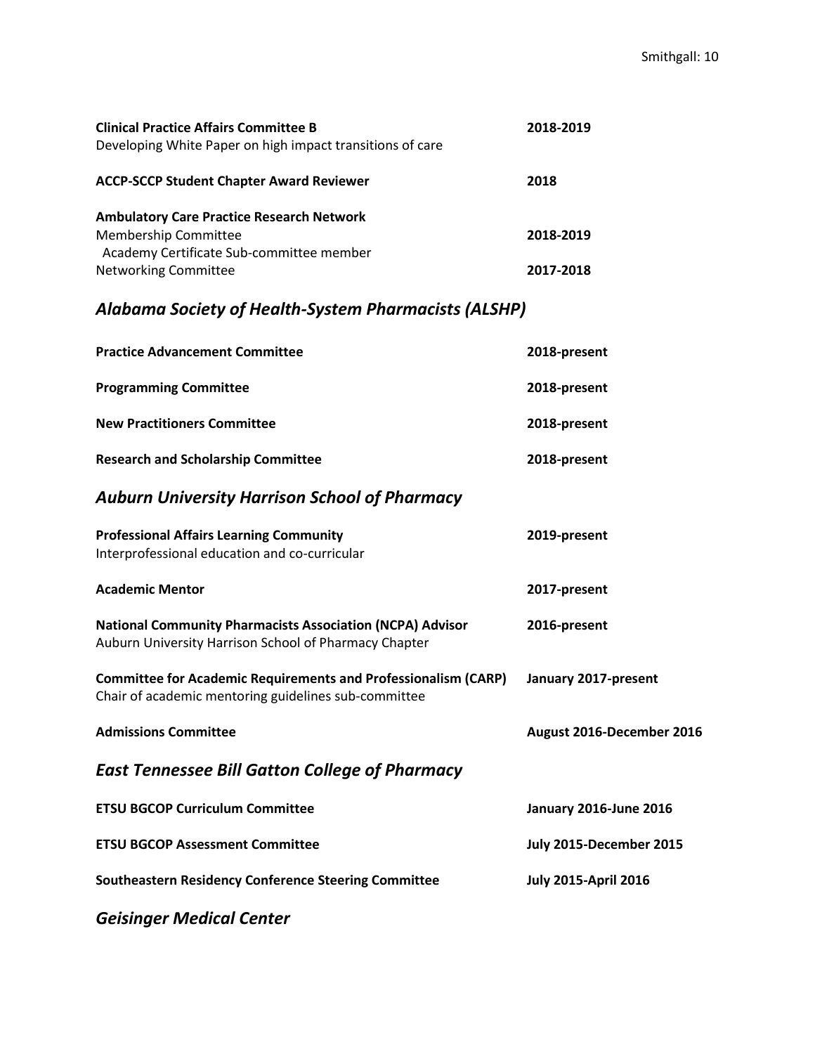**Clinical Practice Affairs Committee B** **2018-2019**
Developing White Paper on high impact transitions of care

**ACCP-SCCP Student Chapter Award Reviewer** **2018**

**Ambulatory Care Practice Research Network**
Membership Committee **2018-2019**
Academy Certificate Sub-committee member
Networking Committee **2017-2018**

## *Alabama Society of Health-System Pharmacists (ALSHP)*

**Practice Advancement Committee** **2018-present**

**Programming Committee** **2018-present**

**New Practitioners Committee** **2018-present**

**Research and Scholarship Committee** **2018-present**

## *Auburn University Harrison School of Pharmacy*

**Professional Affairs Learning Community** **2019-present**
Interprofessional education and co-curricular

**Academic Mentor** **2017-present**

**National Community Pharmacists Association (NCPA) Advisor** **2016-present**
Auburn University Harrison School of Pharmacy Chapter

**Committee for Academic Requirements and Professionalism (CARP)** **January 2017-present**
Chair of academic mentoring guidelines sub-committee

**Admissions Committee** **August 2016-December 2016**

## *East Tennessee Bill Gatton College of Pharmacy*

**ETSU BGCOP Curriculum Committee** **January 2016-June 2016**

**ETSU BGCOP Assessment Committee** **July 2015-December 2015**

**Southeastern Residency Conference Steering Committee** **July 2015-April 2016**

## *Geisinger Medical Center*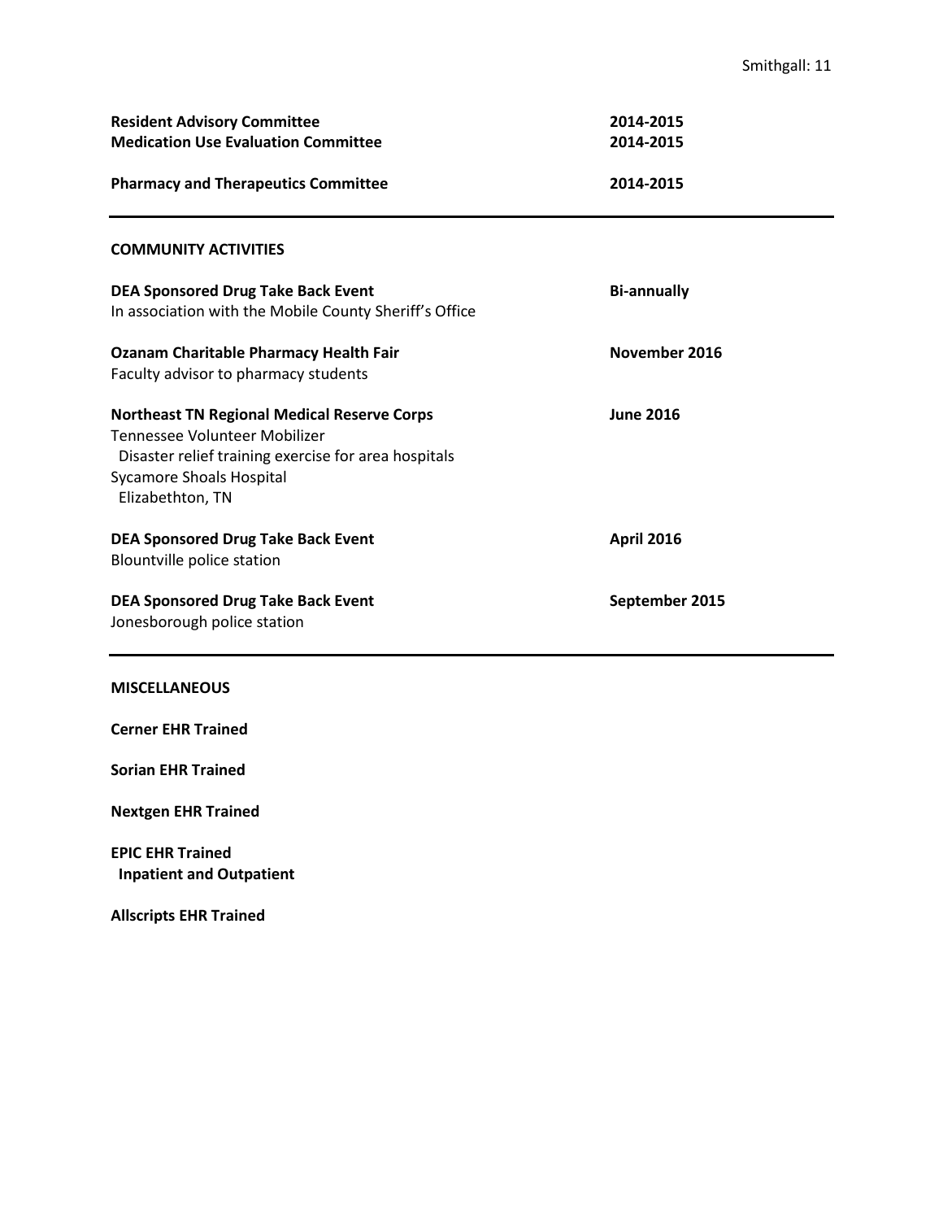**Resident Advisory Committee** 2014-2015
**Medication Use Evaluation Committee** 2014-2015

**Pharmacy and Therapeutics Committee** 2014-2015

---

### COMMUNITY ACTIVITIES

**DEA Sponsored Drug Take Back Event** **Bi-annually**
In association with the Mobile County Sheriff's Office

**Ozanam Charitable Pharmacy Health Fair** **November 2016**
Faculty advisor to pharmacy students

**Northeast TN Regional Medical Reserve Corps** **June 2016**
Tennessee Volunteer Mobilizer
  Disaster relief training exercise for area hospitals
Sycamore Shoals Hospital
  Elizabethton, TN

**DEA Sponsored Drug Take Back Event** **April 2016**
Blountville police station

**DEA Sponsored Drug Take Back Event** **September 2015**
Jonesborough police station

---

### MISCELLANEOUS

**Cerner EHR Trained**

**Sorian EHR Trained**

**Nextgen EHR Trained**

**EPIC EHR Trained**
  **Inpatient and Outpatient**

**Allscripts EHR Trained**